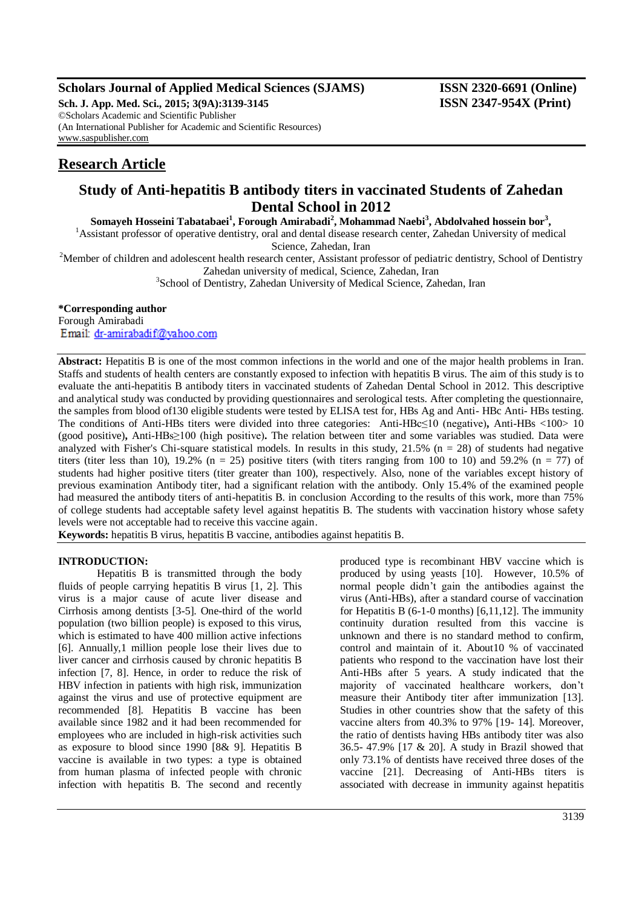**Scholars Journal of Applied Medical Sciences (SJAMS)** **ISSN 2320-6691 (Online)**
**Sch. J. App. Med. Sci., 2015; 3(9A):3139-3145** **ISSN 2347-954X (Print)**
©Scholars Academic and Scientific Publisher
(An International Publisher for Academic and Scientific Resources)
www.saspublisher.com

## Research Article

# Study of Anti-hepatitis B antibody titers in vaccinated Students of Zahedan Dental School in 2012

**Somayeh Hosseini Tabatabaei[1], Forough Amirabadi[2], Mohammad Naebi[3], Abdolvahed hossein bor[3],**

[1]Assistant professor of operative dentistry, oral and dental disease research center, Zahedan University of medical Science, Zahedan, Iran

[2]Member of children and adolescent health research center, Assistant professor of pediatric dentistry, School of Dentistry Zahedan university of medical, Science, Zahedan, Iran

[3]School of Dentistry, Zahedan University of Medical Science, Zahedan, Iran

**\*Corresponding author**
Forough Amirabadi
Email: dr-amirabadif@yahoo.com

**Abstract:** Hepatitis B is one of the most common infections in the world and one of the major health problems in Iran. Staffs and students of health centers are constantly exposed to infection with hepatitis B virus. The aim of this study is to evaluate the anti-hepatitis B antibody titers in vaccinated students of Zahedan Dental School in 2012. This descriptive and analytical study was conducted by providing questionnaires and serological tests. After completing the questionnaire, the samples from blood of130 eligible students were tested by ELISA test for, HBs Ag and Anti- HBc Anti- HBs testing. The conditions of Anti-HBs titers were divided into three categories: Anti-HBc≤10 (negative)**,** Anti-HBs <100> 10 (good positive)**,** Anti-HBs≥100 (high positive)**.** The relation between titer and some variables was studied. Data were analyzed with Fisher's Chi-square statistical models. In results in this study, 21.5% (n = 28) of students had negative titers (titer less than 10), 19.2% (n = 25) positive titers (with titers ranging from 100 to 10) and 59.2% (n = 77) of students had higher positive titers (titer greater than 100), respectively. Also, none of the variables except history of previous examination Antibody titer, had a significant relation with the antibody. Only 15.4% of the examined people had measured the antibody titers of anti-hepatitis B. in conclusion According to the results of this work, more than 75% of college students had acceptable safety level against hepatitis B. The students with vaccination history whose safety levels were not acceptable had to receive this vaccine again.

**Keywords:** hepatitis B virus, hepatitis B vaccine, antibodies against hepatitis B.

## INTRODUCTION:

Hepatitis B is transmitted through the body fluids of people carrying hepatitis B virus [1, 2]. This virus is a major cause of acute liver disease and Cirrhosis among dentists [3-5]. One-third of the world population (two billion people) is exposed to this virus, which is estimated to have 400 million active infections [6]. Annually,1 million people lose their lives due to liver cancer and cirrhosis caused by chronic hepatitis B infection [7, 8]. Hence, in order to reduce the risk of HBV infection in patients with high risk, immunization against the virus and use of protective equipment are recommended [8]. Hepatitis B vaccine has been available since 1982 and it had been recommended for employees who are included in high-risk activities such as exposure to blood since 1990 [8& 9]. Hepatitis B vaccine is available in two types: a type is obtained from human plasma of infected people with chronic infection with hepatitis B. The second and recently produced type is recombinant HBV vaccine which is produced by using yeasts [10]. However, 10.5% of normal people didn't gain the antibodies against the virus (Anti-HBs), after a standard course of vaccination for Hepatitis B (6-1-0 months) [6,11,12]. The immunity continuity duration resulted from this vaccine is unknown and there is no standard method to confirm, control and maintain of it. About10 % of vaccinated patients who respond to the vaccination have lost their Anti-HBs after 5 years. A study indicated that the majority of vaccinated healthcare workers, don't measure their Antibody titer after immunization [13]. Studies in other countries show that the safety of this vaccine alters from 40.3% to 97% [19- 14]. Moreover, the ratio of dentists having HBs antibody titer was also 36.5- 47.9% [17 & 20]. A study in Brazil showed that only 73.1% of dentists have received three doses of the vaccine [21]. Decreasing of Anti-HBs titers is associated with decrease in immunity against hepatitis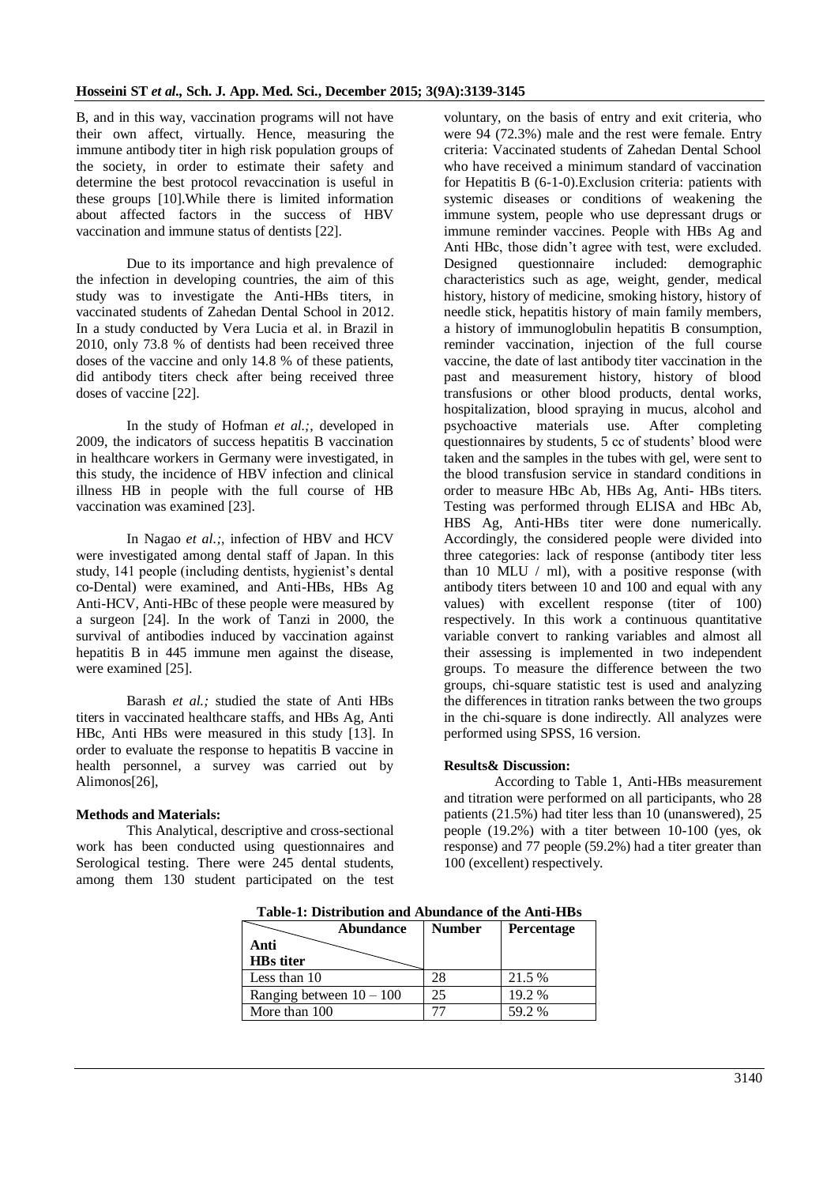B, and in this way, vaccination programs will not have their own affect, virtually. Hence, measuring the immune antibody titer in high risk population groups of the society, in order to estimate their safety and determine the best protocol revaccination is useful in these groups [10].While there is limited information about affected factors in the success of HBV vaccination and immune status of dentists [22].

Due to its importance and high prevalence of the infection in developing countries, the aim of this study was to investigate the Anti-HBs titers, in vaccinated students of Zahedan Dental School in 2012. In a study conducted by Vera Lucia et al. in Brazil in 2010, only 73.8 % of dentists had been received three doses of the vaccine and only 14.8 % of these patients, did antibody titers check after being received three doses of vaccine [22].

In the study of Hofman *et al.;*, developed in 2009, the indicators of success hepatitis B vaccination in healthcare workers in Germany were investigated, in this study, the incidence of HBV infection and clinical illness HB in people with the full course of HB vaccination was examined [23].

In Nagao *et al.;*, infection of HBV and HCV were investigated among dental staff of Japan. In this study, 141 people (including dentists, hygienist's dental co-Dental) were examined, and Anti-HBs, HBs Ag Anti-HCV, Anti-HBc of these people were measured by a surgeon [24]. In the work of Tanzi in 2000, the survival of antibodies induced by vaccination against hepatitis B in 445 immune men against the disease, were examined [25].

Barash *et al.;* studied the state of Anti HBs titers in vaccinated healthcare staffs, and HBs Ag, Anti HBc, Anti HBs were measured in this study [13]. In order to evaluate the response to hepatitis B vaccine in health personnel, a survey was carried out by Alimonos[26],

**Methods and Materials:**

This Analytical, descriptive and cross-sectional work has been conducted using questionnaires and Serological testing. There were 245 dental students, among them 130 student participated on the test voluntary, on the basis of entry and exit criteria, who were 94 (72.3%) male and the rest were female. Entry criteria: Vaccinated students of Zahedan Dental School who have received a minimum standard of vaccination for Hepatitis B (6-1-0).Exclusion criteria: patients with systemic diseases or conditions of weakening the immune system, people who use depressant drugs or immune reminder vaccines. People with HBs Ag and Anti HBc, those didn't agree with test, were excluded. Designed questionnaire included: demographic characteristics such as age, weight, gender, medical history, history of medicine, smoking history, history of needle stick, hepatitis history of main family members, a history of immunoglobulin hepatitis B consumption, reminder vaccination, injection of the full course vaccine, the date of last antibody titer vaccination in the past and measurement history, history of blood transfusions or other blood products, dental works, hospitalization, blood spraying in mucus, alcohol and psychoactive materials use. After completing questionnaires by students, 5 cc of students' blood were taken and the samples in the tubes with gel, were sent to the blood transfusion service in standard conditions in order to measure HBc Ab, HBs Ag, Anti- HBs titers. Testing was performed through ELISA and HBc Ab, HBS Ag, Anti-HBs titer were done numerically. Accordingly, the considered people were divided into three categories: lack of response (antibody titer less than 10 MLU / ml), with a positive response (with antibody titers between 10 and 100 and equal with any values) with excellent response (titer of 100) respectively. In this work a continuous quantitative variable convert to ranking variables and almost all their assessing is implemented in two independent groups. To measure the difference between the two groups, chi-square statistic test is used and analyzing the differences in titration ranks between the two groups in the chi-square is done indirectly. All analyzes were performed using SPSS, 16 version.

**Results& Discussion:**

According to Table 1, Anti-HBs measurement and titration were performed on all participants, who 28 patients (21.5%) had titer less than 10 (unanswered), 25 people (19.2%) with a titer between 10-100 (yes, ok response) and 77 people (59.2%) had a titer greater than 100 (excellent) respectively.

**Table-1: Distribution and Abundance of the Anti-HBs**

| Anti HBs titer \ Abundance | Number | Percentage |
|---|---|---|
| Less than 10 | 28 | 21.5 % |
| Ranging between 10 – 100 | 25 | 19.2 % |
| More than 100 | 77 | 59.2 % |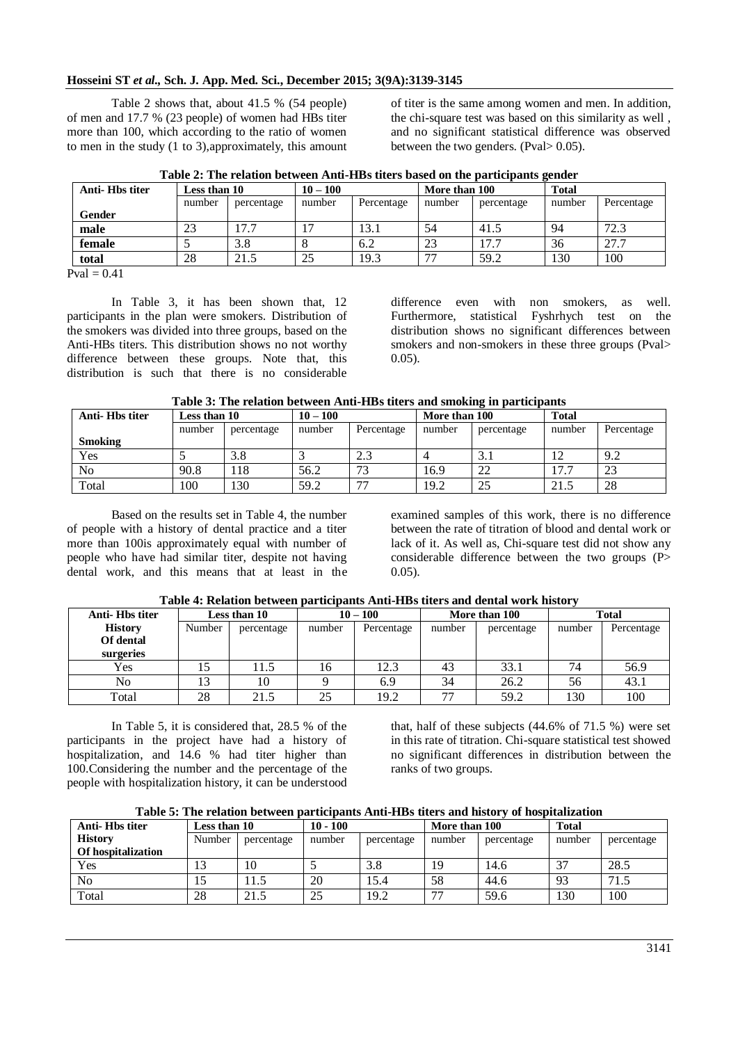Table 2 shows that, about 41.5 % (54 people) of men and 17.7 % (23 people) of women had HBs titer more than 100, which according to the ratio of women to men in the study (1 to 3),approximately, this amount of titer is the same among women and men. In addition, the chi-square test was based on this similarity as well , and no significant statistical difference was observed between the two genders. (Pval> 0.05).

**Table 2: The relation between Anti-HBs titers based on the participants gender**

| Anti- Hbs titer | Less than 10 | | 10 – 100 | | More than 100 | | Total | |
|---|---|---|---|---|---|---|---|---|
| **Gender** | number | percentage | number | Percentage | number | percentage | number | Percentage |
| **male** | 23 | 17.7 | 17 | 13.1 | 54 | 41.5 | 94 | 72.3 |
| **female** | 5 | 3.8 | 8 | 6.2 | 23 | 17.7 | 36 | 27.7 |
| **total** | 28 | 21.5 | 25 | 19.3 | 77 | 59.2 | 130 | 100 |

Pval = 0.41

In Table 3, it has been shown that, 12 participants in the plan were smokers. Distribution of the smokers was divided into three groups, based on the Anti-HBs titers. This distribution shows no not worthy difference between these groups. Note that, this distribution is such that there is no considerable difference even with non smokers, as well. Furthermore, statistical Fyshrhych test on the distribution shows no significant differences between smokers and non-smokers in these three groups (Pval> 0.05).

**Table 3: The relation between Anti-HBs titers and smoking in participants**

| Anti- Hbs titer | Less than 10 | | 10 – 100 | | More than 100 | | Total | |
|---|---|---|---|---|---|---|---|---|
| **Smoking** | number | percentage | number | Percentage | number | percentage | number | Percentage |
| Yes | 5 | 3.8 | 3 | 2.3 | 4 | 3.1 | 12 | 9.2 |
| No | 90.8 | 118 | 56.2 | 73 | 16.9 | 22 | 17.7 | 23 |
| Total | 100 | 130 | 59.2 | 77 | 19.2 | 25 | 21.5 | 28 |

Based on the results set in Table 4, the number of people with a history of dental practice and a titer more than 100is approximately equal with number of people who have had similar titer, despite not having dental work, and this means that at least in the examined samples of this work, there is no difference between the rate of titration of blood and dental work or lack of it. As well as, Chi-square test did not show any considerable difference between the two groups (P> 0.05).

**Table 4: Relation between participants Anti-HBs titers and dental work history**

| Anti- Hbs titer | Less than 10 | | 10 – 100 | | More than 100 | | Total | |
|---|---|---|---|---|---|---|---|---|
| **History Of dental surgeries** | Number | percentage | number | Percentage | number | percentage | number | Percentage |
| Yes | 15 | 11.5 | 16 | 12.3 | 43 | 33.1 | 74 | 56.9 |
| No | 13 | 10 | 9 | 6.9 | 34 | 26.2 | 56 | 43.1 |
| Total | 28 | 21.5 | 25 | 19.2 | 77 | 59.2 | 130 | 100 |

In Table 5, it is considered that, 28.5 % of the participants in the project have had a history of hospitalization, and 14.6 % had titer higher than 100.Considering the number and the percentage of the people with hospitalization history, it can be understood that, half of these subjects (44.6% of 71.5 %) were set in this rate of titration. Chi-square statistical test showed no significant differences in distribution between the ranks of two groups.

**Table 5: The relation between participants Anti-HBs titers and history of hospitalization**

| Anti- Hbs titer | Less than 10 | | 10 - 100 | | More than 100 | | Total | |
|---|---|---|---|---|---|---|---|---|
| **History Of hospitalization** | Number | percentage | number | percentage | number | percentage | number | percentage |
| Yes | 13 | 10 | 5 | 3.8 | 19 | 14.6 | 37 | 28.5 |
| No | 15 | 11.5 | 20 | 15.4 | 58 | 44.6 | 93 | 71.5 |
| Total | 28 | 21.5 | 25 | 19.2 | 77 | 59.6 | 130 | 100 |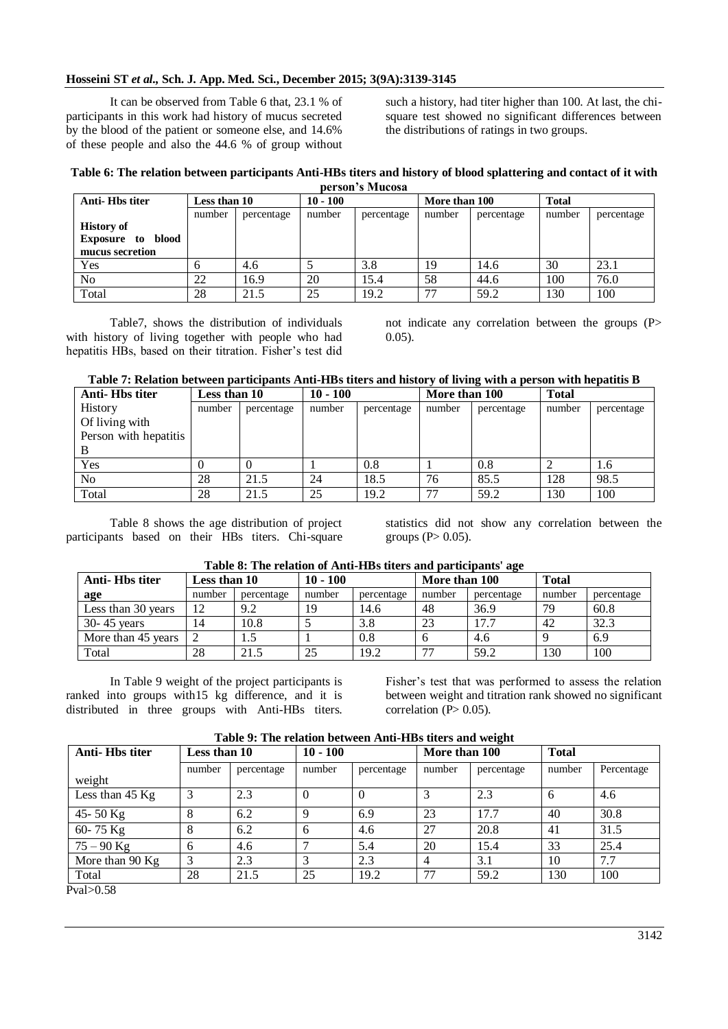It can be observed from Table 6 that, 23.1 % of participants in this work had history of mucus secreted by the blood of the patient or someone else, and 14.6% of these people and also the 44.6 % of group without such a history, had titer higher than 100. At last, the chi-square test showed no significant differences between the distributions of ratings in two groups.

**Table 6: The relation between participants Anti-HBs titers and history of blood splattering and contact of it with person's Mucosa**

| Anti- Hbs titer | Less than 10 | | 10 - 100 | | More than 100 | | Total | |
|---|---|---|---|---|---|---|---|---|
| **History of Exposure to blood mucus secretion** | number | percentage | number | percentage | number | percentage | number | percentage |
| Yes | 6 | 4.6 | 5 | 3.8 | 19 | 14.6 | 30 | 23.1 |
| No | 22 | 16.9 | 20 | 15.4 | 58 | 44.6 | 100 | 76.0 |
| Total | 28 | 21.5 | 25 | 19.2 | 77 | 59.2 | 130 | 100 |

Table7, shows the distribution of individuals with history of living together with people who had hepatitis HBs, based on their titration. Fisher's test did not indicate any correlation between the groups ($P > 0.05$).

**Table 7: Relation between participants Anti-HBs titers and history of living with a person with hepatitis B**

| Anti- Hbs titer | Less than 10 | | 10 - 100 | | More than 100 | | Total | |
|---|---|---|---|---|---|---|---|---|
| History Of living with Person with hepatitis B | number | percentage | number | percentage | number | percentage | number | percentage |
| Yes | 0 | 0 | 1 | 0.8 | 1 | 0.8 | 2 | 1.6 |
| No | 28 | 21.5 | 24 | 18.5 | 76 | 85.5 | 128 | 98.5 |
| Total | 28 | 21.5 | 25 | 19.2 | 77 | 59.2 | 130 | 100 |

Table 8 shows the age distribution of project participants based on their HBs titers. Chi-square statistics did not show any correlation between the groups ($P > 0.05$).

**Table 8: The relation of Anti-HBs titers and participants' age**

| Anti- Hbs titer | Less than 10 | | 10 - 100 | | More than 100 | | Total | |
|---|---|---|---|---|---|---|---|---|
| **age** | number | percentage | number | percentage | number | percentage | number | percentage |
| Less than 30 years | 12 | 9.2 | 19 | 14.6 | 48 | 36.9 | 79 | 60.8 |
| 30- 45 years | 14 | 10.8 | 5 | 3.8 | 23 | 17.7 | 42 | 32.3 |
| More than 45 years | 2 | 1.5 | 1 | 0.8 | 6 | 4.6 | 9 | 6.9 |
| Total | 28 | 21.5 | 25 | 19.2 | 77 | 59.2 | 130 | 100 |

In Table 9 weight of the project participants is ranked into groups with15 kg difference, and it is distributed in three groups with Anti-HBs titers. Fisher's test that was performed to assess the relation between weight and titration rank showed no significant correlation ($P > 0.05$).

**Table 9: The relation between Anti-HBs titers and weight**

| Anti- Hbs titer | Less than 10 | | 10 - 100 | | More than 100 | | Total | |
|---|---|---|---|---|---|---|---|---|
| weight | number | percentage | number | percentage | number | percentage | number | Percentage |
| Less than 45 Kg | 3 | 2.3 | 0 | 0 | 3 | 2.3 | 6 | 4.6 |
| 45- 50 Kg | 8 | 6.2 | 9 | 6.9 | 23 | 17.7 | 40 | 30.8 |
| 60- 75 Kg | 8 | 6.2 | 6 | 4.6 | 27 | 20.8 | 41 | 31.5 |
| 75 – 90 Kg | 6 | 4.6 | 7 | 5.4 | 20 | 15.4 | 33 | 25.4 |
| More than 90 Kg | 3 | 2.3 | 3 | 2.3 | 4 | 3.1 | 10 | 7.7 |
| Total | 28 | 21.5 | 25 | 19.2 | 77 | 59.2 | 130 | 100 |

Pval>0.58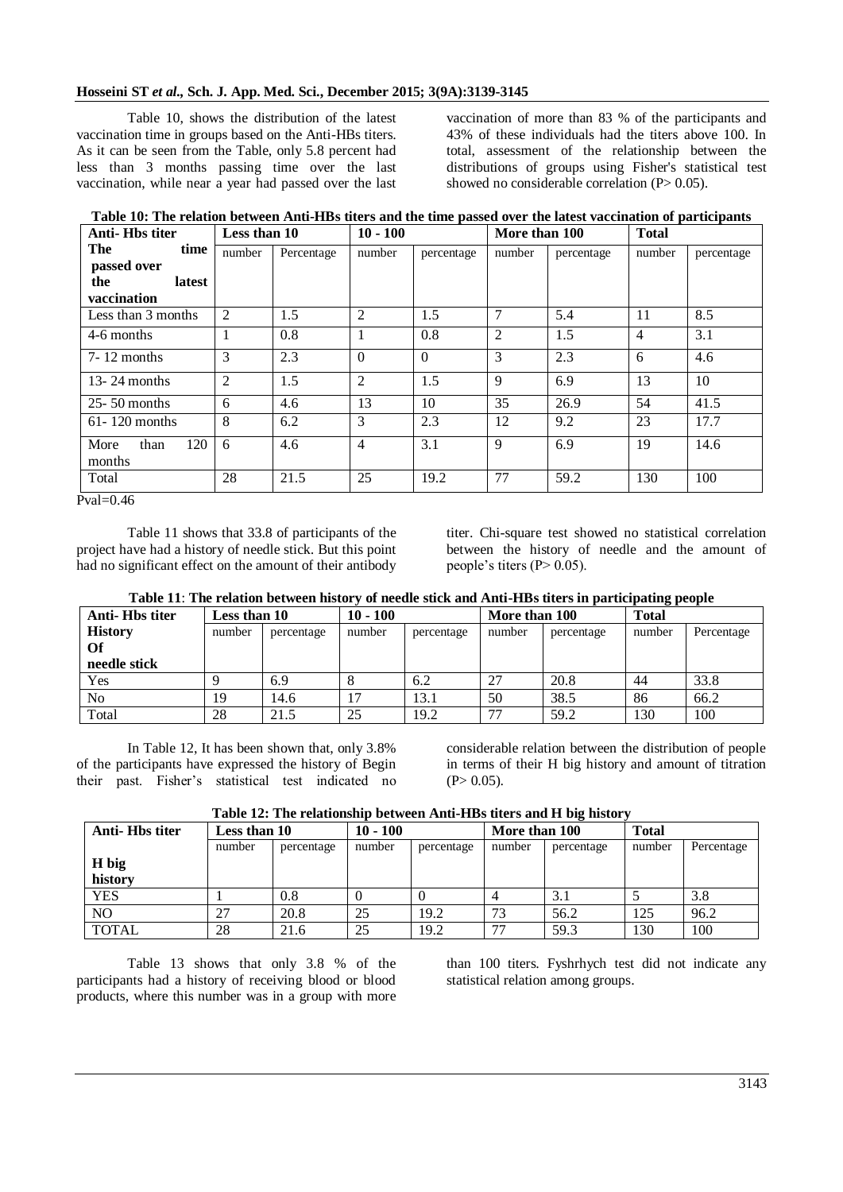Table 10, shows the distribution of the latest vaccination time in groups based on the Anti-HBs titers. As it can be seen from the Table, only 5.8 percent had less than 3 months passing time over the last vaccination, while near a year had passed over the last vaccination of more than 83 % of the participants and 43% of these individuals had the titers above 100. In total, assessment of the relationship between the distributions of groups using Fisher's statistical test showed no considerable correlation (P> 0.05).

**Table 10: The relation between Anti-HBs titers and the time passed over the latest vaccination of participants**

| **Anti- Hbs titer** | **Less than 10** | | **10 - 100** | | **More than 100** | | **Total** | |
|---|---|---|---|---|---|---|---|---|
| **The time passed over the latest vaccination** | number | Percentage | number | percentage | number | percentage | number | percentage |
| Less than 3 months | 2 | 1.5 | 2 | 1.5 | 7 | 5.4 | 11 | 8.5 |
| 4-6 months | 1 | 0.8 | 1 | 0.8 | 2 | 1.5 | 4 | 3.1 |
| 7- 12 months | 3 | 2.3 | 0 | 0 | 3 | 2.3 | 6 | 4.6 |
| 13- 24 months | 2 | 1.5 | 2 | 1.5 | 9 | 6.9 | 13 | 10 |
| 25- 50 months | 6 | 4.6 | 13 | 10 | 35 | 26.9 | 54 | 41.5 |
| 61- 120 months | 8 | 6.2 | 3 | 2.3 | 12 | 9.2 | 23 | 17.7 |
| More than 120 months | 6 | 4.6 | 4 | 3.1 | 9 | 6.9 | 19 | 14.6 |
| Total | 28 | 21.5 | 25 | 19.2 | 77 | 59.2 | 130 | 100 |

Pval=0.46

Table 11 shows that 33.8 of participants of the project have had a history of needle stick. But this point had no significant effect on the amount of their antibody titer. Chi-square test showed no statistical correlation between the history of needle and the amount of people's titers (P> 0.05).

**Table 11: The relation between history of needle stick and Anti-HBs titers in participating people**

| **Anti- Hbs titer** | **Less than 10** | | **10 - 100** | | **More than 100** | | **Total** | |
|---|---|---|---|---|---|---|---|---|
| **History Of needle stick** | number | percentage | number | percentage | number | percentage | number | Percentage |
| Yes | 9 | 6.9 | 8 | 6.2 | 27 | 20.8 | 44 | 33.8 |
| No | 19 | 14.6 | 17 | 13.1 | 50 | 38.5 | 86 | 66.2 |
| Total | 28 | 21.5 | 25 | 19.2 | 77 | 59.2 | 130 | 100 |

In Table 12, It has been shown that, only 3.8% of the participants have expressed the history of Begin their past. Fisher's statistical test indicated no considerable relation between the distribution of people in terms of their H big history and amount of titration (P> 0.05).

**Table 12: The relationship between Anti-HBs titers and H big history**

| **Anti- Hbs titer** | **Less than 10** | | **10 - 100** | | **More than 100** | | **Total** | |
|---|---|---|---|---|---|---|---|---|
| **H big history** | number | percentage | number | percentage | number | percentage | number | Percentage |
| YES | 1 | 0.8 | 0 | 0 | 4 | 3.1 | 5 | 3.8 |
| NO | 27 | 20.8 | 25 | 19.2 | 73 | 56.2 | 125 | 96.2 |
| TOTAL | 28 | 21.6 | 25 | 19.2 | 77 | 59.3 | 130 | 100 |

Table 13 shows that only 3.8 % of the participants had a history of receiving blood or blood products, where this number was in a group with more than 100 titers. Fyshrhych test did not indicate any statistical relation among groups.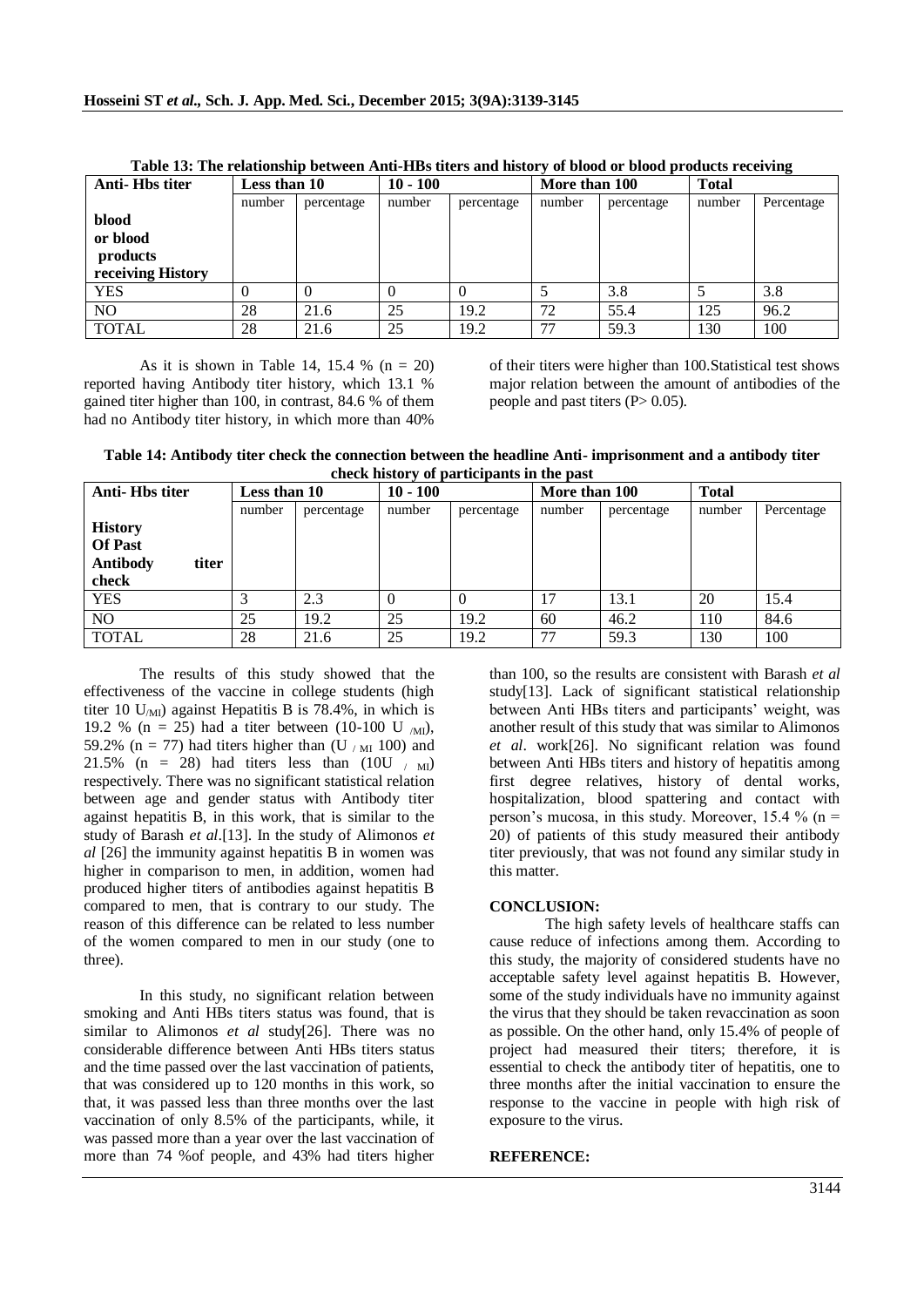**Table 13: The relationship between Anti-HBs titers and history of blood or blood products receiving**

| Anti- Hbs titer | Less than 10 | | 10 - 100 | | More than 100 | | Total | |
|---|---|---|---|---|---|---|---|---|
| **blood or blood products receiving History** | number | percentage | number | percentage | number | percentage | number | Percentage |
| YES | 0 | 0 | 0 | 0 | 5 | 3.8 | 5 | 3.8 |
| NO | 28 | 21.6 | 25 | 19.2 | 72 | 55.4 | 125 | 96.2 |
| TOTAL | 28 | 21.6 | 25 | 19.2 | 77 | 59.3 | 130 | 100 |

As it is shown in Table 14, 15.4 % (n = 20) reported having Antibody titer history, which 13.1 % gained titer higher than 100, in contrast, 84.6 % of them had no Antibody titer history, in which more than 40% of their titers were higher than 100.Statistical test shows major relation between the amount of antibodies of the people and past titers ($P > 0.05$).

**Table 14: Antibody titer check the connection between the headline Anti- imprisonment and a antibody titer check history of participants in the past**

| Anti- Hbs titer | Less than 10 | | 10 - 100 | | More than 100 | | Total | |
|---|---|---|---|---|---|---|---|---|
| **History Of Past Antibody titer check** | number | percentage | number | percentage | number | percentage | number | Percentage |
| YES | 3 | 2.3 | 0 | 0 | 17 | 13.1 | 20 | 15.4 |
| NO | 25 | 19.2 | 25 | 19.2 | 60 | 46.2 | 110 | 84.6 |
| TOTAL | 28 | 21.6 | 25 | 19.2 | 77 | 59.3 | 130 | 100 |

The results of this study showed that the effectiveness of the vaccine in college students (high titer 10 $U_{/Ml}$) against Hepatitis B is 78.4%, in which is 19.2 % (n = 25) had a titer between (10-100 $U_{/Ml}$), 59.2% (n = 77) had titers higher than ($U_{/Ml}$ 100) and 21.5% (n = 28) had titers less than (10U $_{/Ml}$) respectively. There was no significant statistical relation between age and gender status with Antibody titer against hepatitis B, in this work, that is similar to the study of Barash *et al*.[13]. In the study of Alimonos *et al* [26] the immunity against hepatitis B in women was higher in comparison to men, in addition, women had produced higher titers of antibodies against hepatitis B compared to men, that is contrary to our study. The reason of this difference can be related to less number of the women compared to men in our study (one to three).

In this study, no significant relation between smoking and Anti HBs titers status was found, that is similar to Alimonos *et al* study[26]. There was no considerable difference between Anti HBs titers status and the time passed over the last vaccination of patients, that was considered up to 120 months in this work, so that, it was passed less than three months over the last vaccination of only 8.5% of the participants, while, it was passed more than a year over the last vaccination of more than 74 %of people, and 43% had titers higher than 100, so the results are consistent with Barash *et al* study[13]. Lack of significant statistical relationship between Anti HBs titers and participants' weight, was another result of this study that was similar to Alimonos *et al*. work[26]. No significant relation was found between Anti HBs titers and history of hepatitis among first degree relatives, history of dental works, hospitalization, blood spattering and contact with person's mucosa, in this study. Moreover, 15.4 % (n = 20) of patients of this study measured their antibody titer previously, that was not found any similar study in this matter.

## CONCLUSION:

The high safety levels of healthcare staffs can cause reduce of infections among them. According to this study, the majority of considered students have no acceptable safety level against hepatitis B. However, some of the study individuals have no immunity against the virus that they should be taken revaccination as soon as possible. On the other hand, only 15.4% of people of project had measured their titers; therefore, it is essential to check the antibody titer of hepatitis, one to three months after the initial vaccination to ensure the response to the vaccine in people with high risk of exposure to the virus.

## REFERENCE: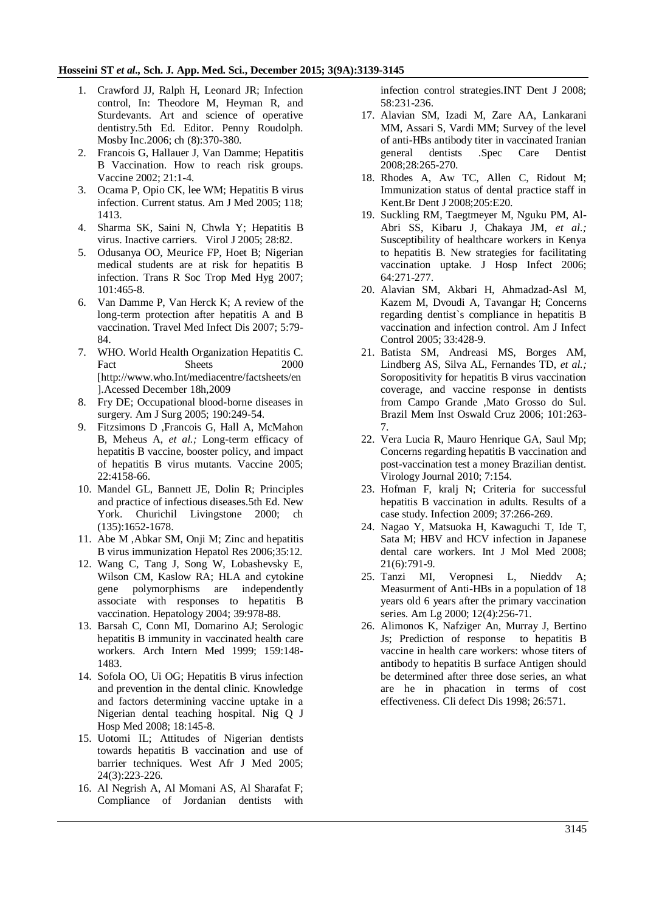1. Crawford JJ, Ralph H, Leonard JR; Infection control, In: Theodore M, Heyman R, and Sturdevants. Art and science of operative dentistry.5th Ed. Editor. Penny Roudolph. Mosby Inc.2006; ch (8):370-380.
2. Francois G, Hallauer J, Van Damme; Hepatitis B Vaccination. How to reach risk groups. Vaccine 2002; 21:1-4.
3. Ocama P, Opio CK, lee WM; Hepatitis B virus infection. Current status. Am J Med 2005; 118; 1413.
4. Sharma SK, Saini N, Chwla Y; Hepatitis B virus. Inactive carriers. Virol J 2005; 28:82.
5. Odusanya OO, Meurice FP, Hoet B; Nigerian medical students are at risk for hepatitis B infection. Trans R Soc Trop Med Hyg 2007; 101:465-8.
6. Van Damme P, Van Herck K; A review of the long-term protection after hepatitis A and B vaccination. Travel Med Infect Dis 2007; 5:79-84.
7. WHO. World Health Organization Hepatitis C. Fact Sheets 2000 [http://www.who.Int/mediacentre/factsheets/en].Acessed December 18h,2009
8. Fry DE; Occupational blood-borne diseases in surgery. Am J Surg 2005; 190:249-54.
9. Fitzsimons D ,Francois G, Hall A, McMahon B, Meheus A, *et al.;* Long-term efficacy of hepatitis B vaccine, booster policy, and impact of hepatitis B virus mutants. Vaccine 2005; 22:4158-66.
10. Mandel GL, Bannett JE, Dolin R; Principles and practice of infectious diseases.5th Ed. New York. Churichil Livingstone 2000; ch (135):1652-1678.
11. Abe M ,Abkar SM, Onji M; Zinc and hepatitis B virus immunization Hepatol Res 2006;35:12.
12. Wang C, Tang J, Song W, Lobashevsky E, Wilson CM, Kaslow RA; HLA and cytokine gene polymorphisms are independently associate with responses to hepatitis B vaccination. Hepatology 2004; 39:978-88.
13. Barsah C, Conn MI, Domarino AJ; Serologic hepatitis B immunity in vaccinated health care workers. Arch Intern Med 1999; 159:148-1483.
14. Sofola OO, Ui OG; Hepatitis B virus infection and prevention in the dental clinic. Knowledge and factors determining vaccine uptake in a Nigerian dental teaching hospital. Nig Q J Hosp Med 2008; 18:145-8.
15. Uotomi IL; Attitudes of Nigerian dentists towards hepatitis B vaccination and use of barrier techniques. West Afr J Med 2005; 24(3):223-226.
16. Al Negrish A, Al Momani AS, Al Sharafat F; Compliance of Jordanian dentists with infection control strategies.INT Dent J 2008; 58:231-236.
17. Alavian SM, Izadi M, Zare AA, Lankarani MM, Assari S, Vardi MM; Survey of the level of anti-HBs antibody titer in vaccinated Iranian general dentists .Spec Care Dentist 2008;28:265-270.
18. Rhodes A, Aw TC, Allen C, Ridout M; Immunization status of dental practice staff in Kent.Br Dent J 2008;205:E20.
19. Suckling RM, Taegtmeyer M, Nguku PM, Al-Abri SS, Kibaru J, Chakaya JM, *et al.;* Susceptibility of healthcare workers in Kenya to hepatitis B. New strategies for facilitating vaccination uptake. J Hosp Infect 2006; 64:271-277.
20. Alavian SM, Akbari H, Ahmadzad-Asl M, Kazem M, Dvoudi A, Tavangar H; Concerns regarding dentist`s compliance in hepatitis B vaccination and infection control. Am J Infect Control 2005; 33:428-9.
21. Batista SM, Andreasi MS, Borges AM, Lindberg AS, Silva AL, Fernandes TD, *et al.;* Soropositivity for hepatitis B virus vaccination coverage, and vaccine response in dentists from Campo Grande ,Mato Grosso do Sul. Brazil Mem Inst Oswald Cruz 2006; 101:263-7.
22. Vera Lucia R, Mauro Henrique GA, Saul Mp; Concerns regarding hepatitis B vaccination and post-vaccination test a money Brazilian dentist. Virology Journal 2010; 7:154.
23. Hofman F, kralj N; Criteria for successful hepatitis B vaccination in adults. Results of a case study. Infection 2009; 37:266-269.
24. Nagao Y, Matsuoka H, Kawaguchi T, Ide T, Sata M; HBV and HCV infection in Japanese dental care workers. Int J Mol Med 2008; 21(6):791-9.
25. Tanzi MI, Veropnesi L, Nieddv A; Measurment of Anti-HBs in a population of 18 years old 6 years after the primary vaccination series. Am Lg 2000; 12(4):256-71.
26. Alimonos K, Nafziger An, Murray J, Bertino Js; Prediction of response to hepatitis B vaccine in health care workers: whose titers of antibody to hepatitis B surface Antigen should be determined after three dose series, an what are he in phacation in terms of cost effectiveness. Cli defect Dis 1998; 26:571.